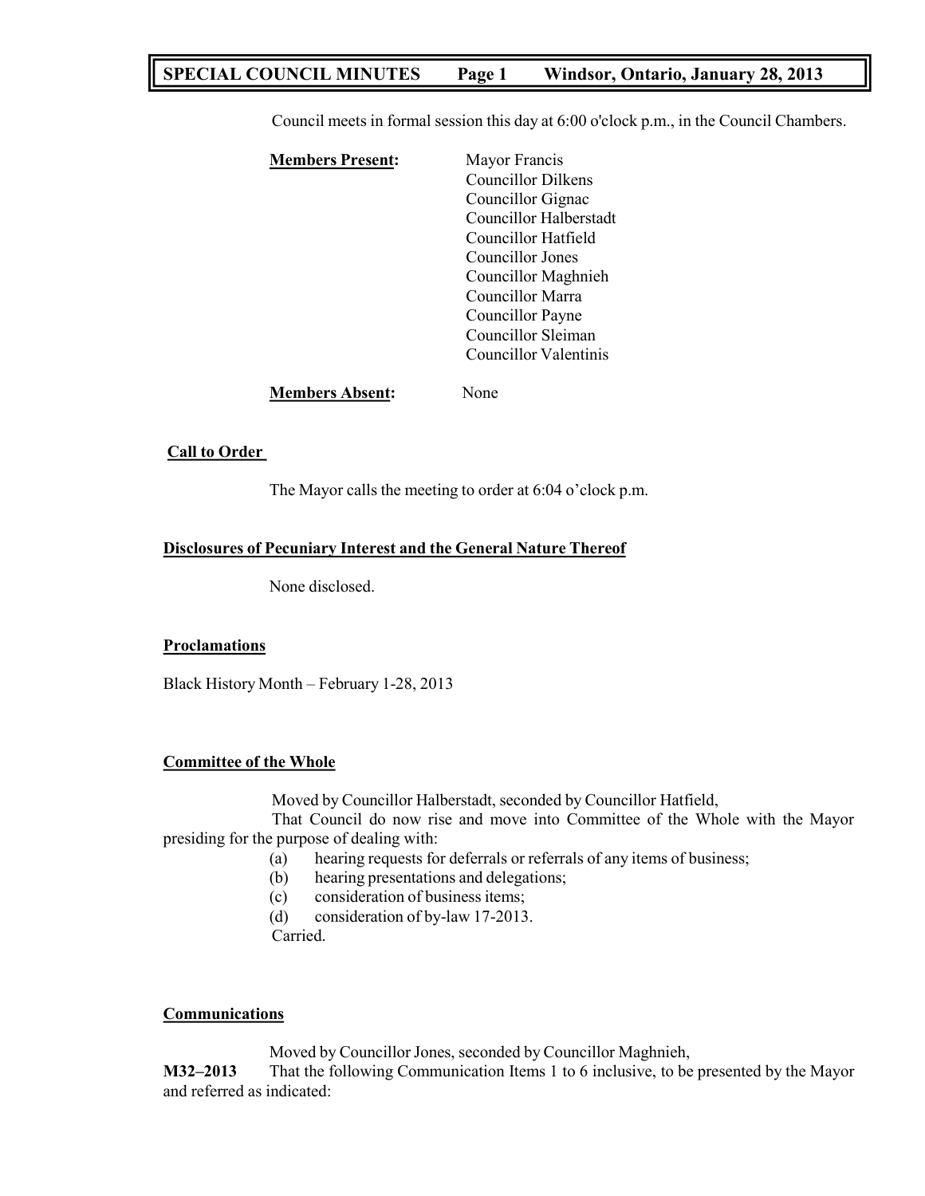# SPECIAL COUNCIL MINUTES Page 1 Windsor, Ontario, January 28, 2013

Council meets in formal session this day at 6:00 o'clock p.m., in the Council Chambers.

**Members Present:**
Mayor Francis
Councillor Dilkens
Councillor Gignac
Councillor Halberstadt
Councillor Hatfield
Councillor Jones
Councillor Maghnieh
Councillor Marra
Councillor Payne
Councillor Sleiman
Councillor Valentinis

**Members Absent:** None

## Call to Order

The Mayor calls the meeting to order at 6:04 o'clock p.m.

## Disclosures of Pecuniary Interest and the General Nature Thereof

None disclosed.

## Proclamations

Black History Month – February 1-28, 2013

## Committee of the Whole

Moved by Councillor Halberstadt, seconded by Councillor Hatfield,
That Council do now rise and move into Committee of the Whole with the Mayor presiding for the purpose of dealing with:

(a) hearing requests for deferrals or referrals of any items of business;
(b) hearing presentations and delegations;
(c) consideration of business items;
(d) consideration of by-law 17-2013.

Carried.

## Communications

Moved by Councillor Jones, seconded by Councillor Maghnieh,
**M32–2013** That the following Communication Items 1 to 6 inclusive, to be presented by the Mayor and referred as indicated: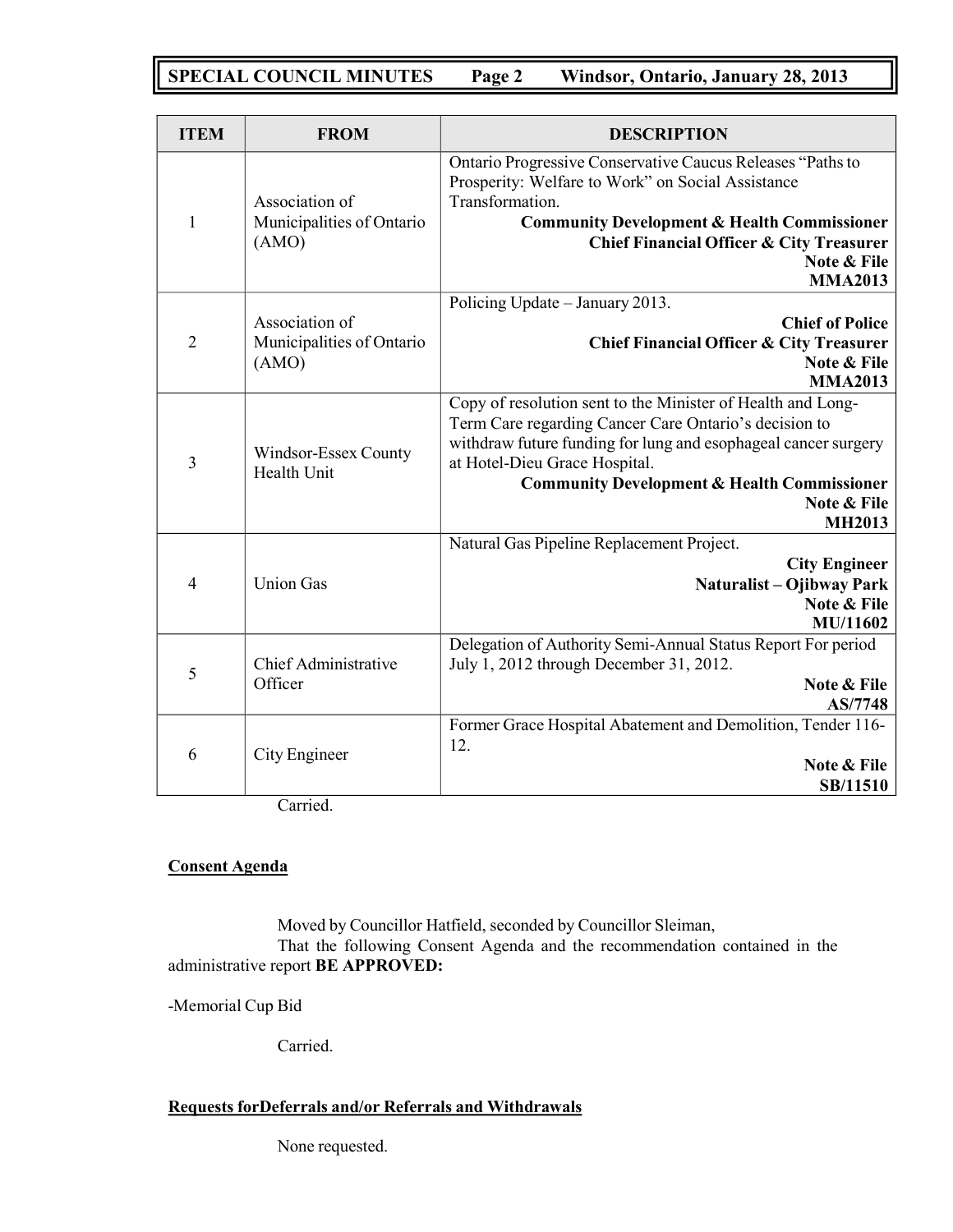| ITEM | FROM | DESCRIPTION |
|---|---|---|
| 1 | Association of Municipalities of Ontario (AMO) | Ontario Progressive Conservative Caucus Releases "Paths to Prosperity: Welfare to Work" on Social Assistance Transformation. **Community Development & Health Commissioner** **Chief Financial Officer & City Treasurer** **Note & File** **MMA2013** |
| 2 | Association of Municipalities of Ontario (AMO) | Policing Update – January 2013. **Chief of Police** **Chief Financial Officer & City Treasurer** **Note & File** **MMA2013** |
| 3 | Windsor-Essex County Health Unit | Copy of resolution sent to the Minister of Health and Long-Term Care regarding Cancer Care Ontario's decision to withdraw future funding for lung and esophageal cancer surgery at Hotel-Dieu Grace Hospital. **Community Development & Health Commissioner** **Note & File** **MH2013** |
| 4 | Union Gas | Natural Gas Pipeline Replacement Project. **City Engineer** **Naturalist – Ojibway Park** **Note & File** **MU/11602** |
| 5 | Chief Administrative Officer | Delegation of Authority Semi-Annual Status Report For period July 1, 2012 through December 31, 2012. **Note & File** **AS/7748** |
| 6 | City Engineer | Former Grace Hospital Abatement and Demolition, Tender 116-12. **Note & File** **SB/11510** |

Carried.

**Consent Agenda**

Moved by Councillor Hatfield, seconded by Councillor Sleiman,

That the following Consent Agenda and the recommendation contained in the administrative report **BE APPROVED:**

-Memorial Cup Bid

Carried.

**Requests forDeferrals and/or Referrals and Withdrawals**

None requested.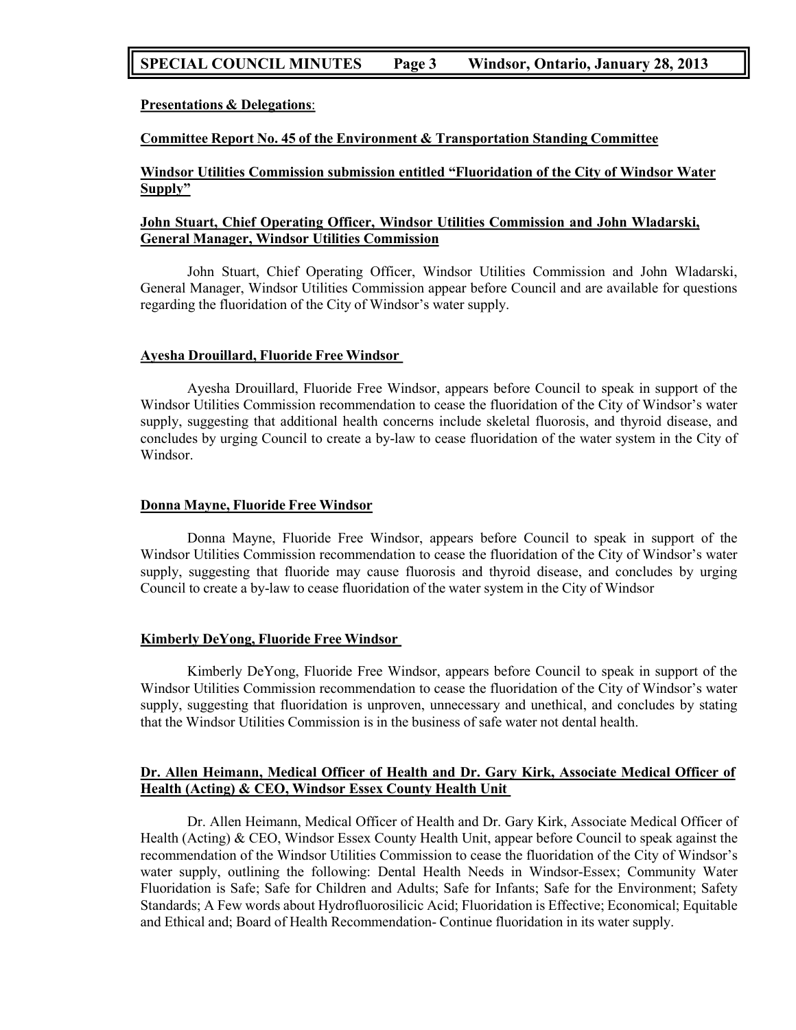**Presentations & Delegations**:

**Committee Report No. 45 of the Environment & Transportation Standing Committee**

**Windsor Utilities Commission submission entitled "Fluoridation of the City of Windsor Water Supply"**

**John Stuart, Chief Operating Officer, Windsor Utilities Commission and John Wladarski, General Manager, Windsor Utilities Commission**

John Stuart, Chief Operating Officer, Windsor Utilities Commission and John Wladarski, General Manager, Windsor Utilities Commission appear before Council and are available for questions regarding the fluoridation of the City of Windsor's water supply.

**Ayesha Drouillard, Fluoride Free Windsor**

Ayesha Drouillard, Fluoride Free Windsor, appears before Council to speak in support of the Windsor Utilities Commission recommendation to cease the fluoridation of the City of Windsor's water supply, suggesting that additional health concerns include skeletal fluorosis, and thyroid disease, and concludes by urging Council to create a by-law to cease fluoridation of the water system in the City of Windsor.

**Donna Mayne, Fluoride Free Windsor**

Donna Mayne, Fluoride Free Windsor, appears before Council to speak in support of the Windsor Utilities Commission recommendation to cease the fluoridation of the City of Windsor's water supply, suggesting that fluoride may cause fluorosis and thyroid disease, and concludes by urging Council to create a by-law to cease fluoridation of the water system in the City of Windsor

**Kimberly DeYong, Fluoride Free Windsor**

Kimberly DeYong, Fluoride Free Windsor, appears before Council to speak in support of the Windsor Utilities Commission recommendation to cease the fluoridation of the City of Windsor's water supply, suggesting that fluoridation is unproven, unnecessary and unethical, and concludes by stating that the Windsor Utilities Commission is in the business of safe water not dental health.

**Dr. Allen Heimann, Medical Officer of Health and Dr. Gary Kirk, Associate Medical Officer of Health (Acting) & CEO, Windsor Essex County Health Unit**

Dr. Allen Heimann, Medical Officer of Health and Dr. Gary Kirk, Associate Medical Officer of Health (Acting) & CEO, Windsor Essex County Health Unit, appear before Council to speak against the recommendation of the Windsor Utilities Commission to cease the fluoridation of the City of Windsor's water supply, outlining the following: Dental Health Needs in Windsor-Essex; Community Water Fluoridation is Safe; Safe for Children and Adults; Safe for Infants; Safe for the Environment; Safety Standards; A Few words about Hydrofluorosilicic Acid; Fluoridation is Effective; Economical; Equitable and Ethical and; Board of Health Recommendation- Continue fluoridation in its water supply.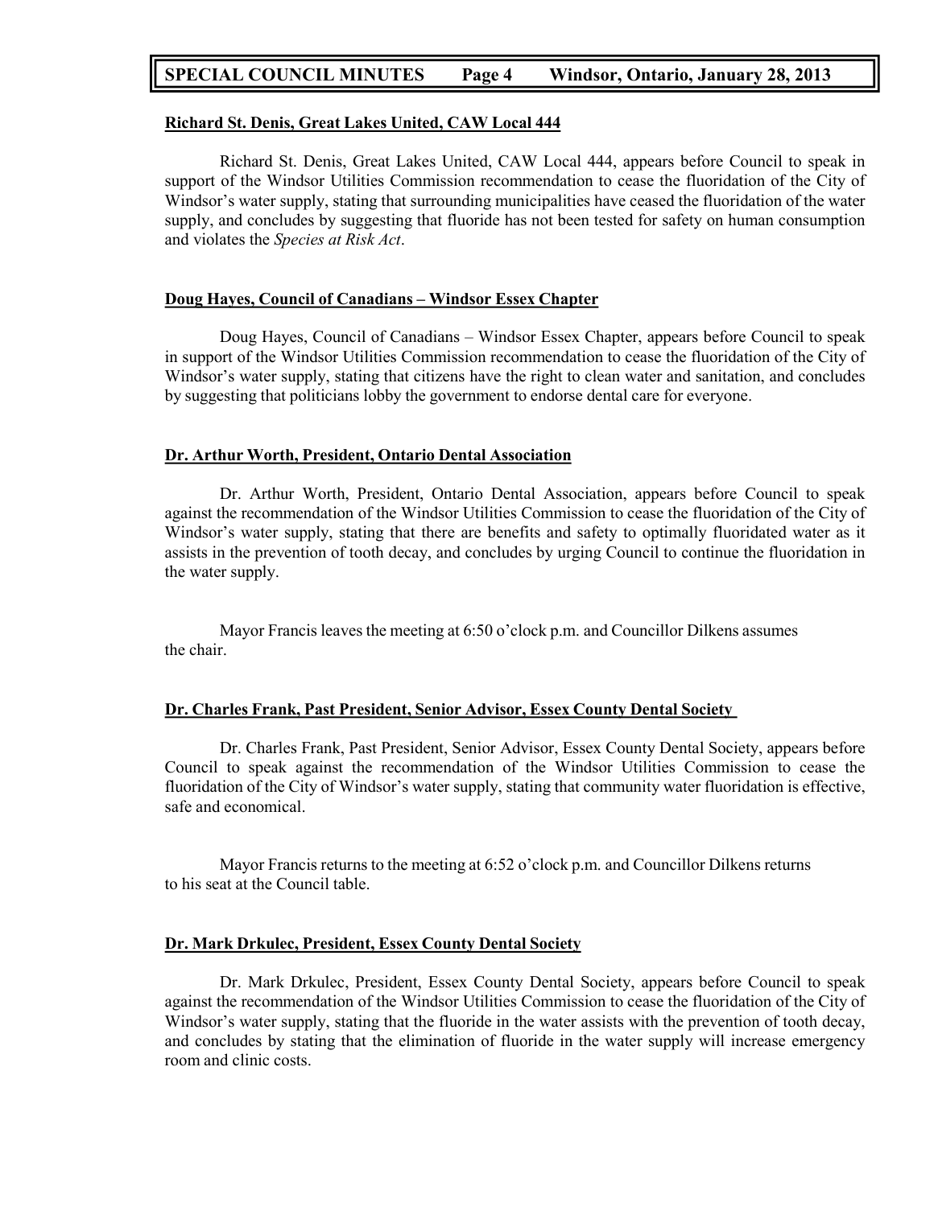**Richard St. Denis, Great Lakes United, CAW Local 444**

Richard St. Denis, Great Lakes United, CAW Local 444, appears before Council to speak in support of the Windsor Utilities Commission recommendation to cease the fluoridation of the City of Windsor's water supply, stating that surrounding municipalities have ceased the fluoridation of the water supply, and concludes by suggesting that fluoride has not been tested for safety on human consumption and violates the *Species at Risk Act*.

**Doug Hayes, Council of Canadians – Windsor Essex Chapter**

Doug Hayes, Council of Canadians – Windsor Essex Chapter, appears before Council to speak in support of the Windsor Utilities Commission recommendation to cease the fluoridation of the City of Windsor's water supply, stating that citizens have the right to clean water and sanitation, and concludes by suggesting that politicians lobby the government to endorse dental care for everyone.

**Dr. Arthur Worth, President, Ontario Dental Association**

Dr. Arthur Worth, President, Ontario Dental Association, appears before Council to speak against the recommendation of the Windsor Utilities Commission to cease the fluoridation of the City of Windsor's water supply, stating that there are benefits and safety to optimally fluoridated water as it assists in the prevention of tooth decay, and concludes by urging Council to continue the fluoridation in the water supply.

Mayor Francis leaves the meeting at 6:50 o'clock p.m. and Councillor Dilkens assumes the chair.

**Dr. Charles Frank, Past President, Senior Advisor, Essex County Dental Society**

Dr. Charles Frank, Past President, Senior Advisor, Essex County Dental Society, appears before Council to speak against the recommendation of the Windsor Utilities Commission to cease the fluoridation of the City of Windsor's water supply, stating that community water fluoridation is effective, safe and economical.

Mayor Francis returns to the meeting at 6:52 o'clock p.m. and Councillor Dilkens returns to his seat at the Council table.

**Dr. Mark Drkulec, President, Essex County Dental Society**

Dr. Mark Drkulec, President, Essex County Dental Society, appears before Council to speak against the recommendation of the Windsor Utilities Commission to cease the fluoridation of the City of Windsor's water supply, stating that the fluoride in the water assists with the prevention of tooth decay, and concludes by stating that the elimination of fluoride in the water supply will increase emergency room and clinic costs.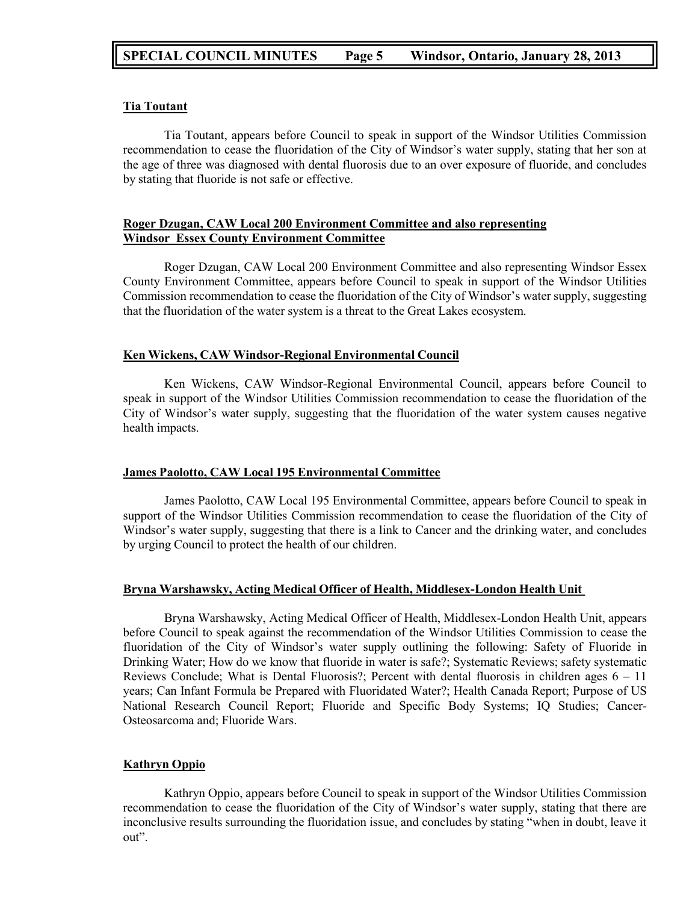**Tia Toutant**

Tia Toutant, appears before Council to speak in support of the Windsor Utilities Commission recommendation to cease the fluoridation of the City of Windsor's water supply, stating that her son at the age of three was diagnosed with dental fluorosis due to an over exposure of fluoride, and concludes by stating that fluoride is not safe or effective.

**Roger Dzugan, CAW Local 200 Environment Committee and also representing Windsor Essex County Environment Committee**

Roger Dzugan, CAW Local 200 Environment Committee and also representing Windsor Essex County Environment Committee, appears before Council to speak in support of the Windsor Utilities Commission recommendation to cease the fluoridation of the City of Windsor's water supply, suggesting that the fluoridation of the water system is a threat to the Great Lakes ecosystem.

**Ken Wickens, CAW Windsor-Regional Environmental Council**

Ken Wickens, CAW Windsor-Regional Environmental Council, appears before Council to speak in support of the Windsor Utilities Commission recommendation to cease the fluoridation of the City of Windsor's water supply, suggesting that the fluoridation of the water system causes negative health impacts.

**James Paolotto, CAW Local 195 Environmental Committee**

James Paolotto, CAW Local 195 Environmental Committee, appears before Council to speak in support of the Windsor Utilities Commission recommendation to cease the fluoridation of the City of Windsor's water supply, suggesting that there is a link to Cancer and the drinking water, and concludes by urging Council to protect the health of our children.

**Bryna Warshawsky, Acting Medical Officer of Health, Middlesex-London Health Unit**

Bryna Warshawsky, Acting Medical Officer of Health, Middlesex-London Health Unit, appears before Council to speak against the recommendation of the Windsor Utilities Commission to cease the fluoridation of the City of Windsor's water supply outlining the following: Safety of Fluoride in Drinking Water; How do we know that fluoride in water is safe?; Systematic Reviews; safety systematic Reviews Conclude; What is Dental Fluorosis?; Percent with dental fluorosis in children ages 6 – 11 years; Can Infant Formula be Prepared with Fluoridated Water?; Health Canada Report; Purpose of US National Research Council Report; Fluoride and Specific Body Systems; IQ Studies; Cancer-Osteosarcoma and; Fluoride Wars.

**Kathryn Oppio**

Kathryn Oppio, appears before Council to speak in support of the Windsor Utilities Commission recommendation to cease the fluoridation of the City of Windsor's water supply, stating that there are inconclusive results surrounding the fluoridation issue, and concludes by stating "when in doubt, leave it out".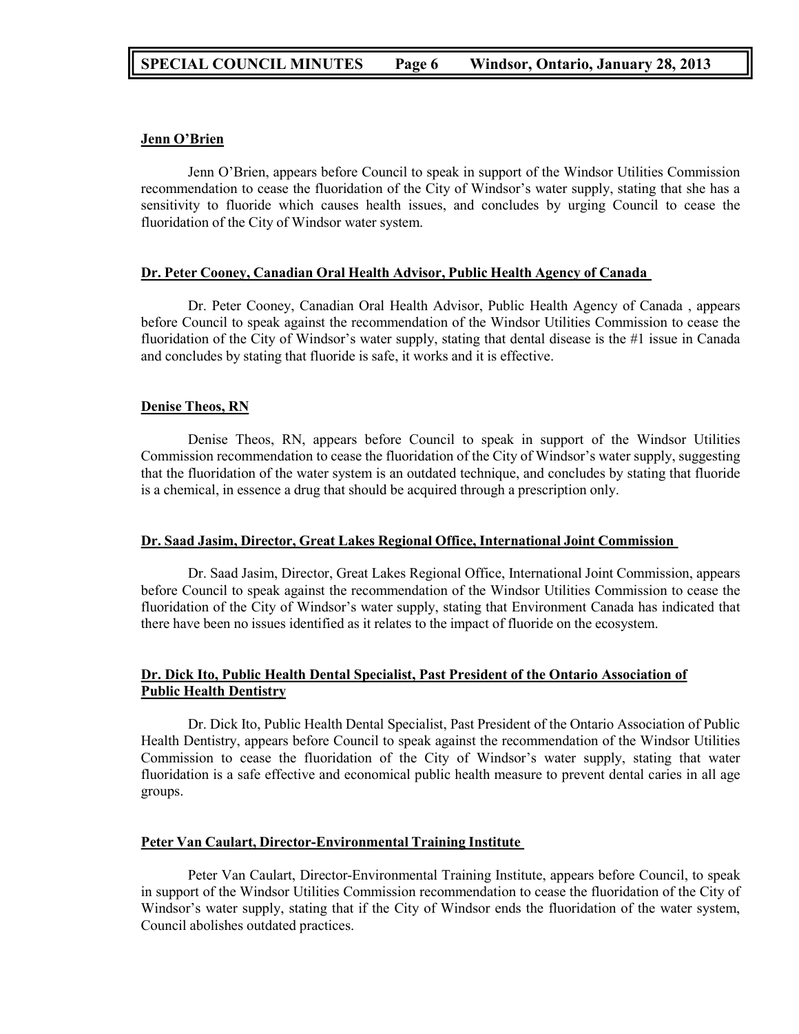**Jenn O'Brien**

Jenn O'Brien, appears before Council to speak in support of the Windsor Utilities Commission recommendation to cease the fluoridation of the City of Windsor's water supply, stating that she has a sensitivity to fluoride which causes health issues, and concludes by urging Council to cease the fluoridation of the City of Windsor water system.

**Dr. Peter Cooney, Canadian Oral Health Advisor, Public Health Agency of Canada**

Dr. Peter Cooney, Canadian Oral Health Advisor, Public Health Agency of Canada , appears before Council to speak against the recommendation of the Windsor Utilities Commission to cease the fluoridation of the City of Windsor's water supply, stating that dental disease is the #1 issue in Canada and concludes by stating that fluoride is safe, it works and it is effective.

**Denise Theos, RN**

Denise Theos, RN, appears before Council to speak in support of the Windsor Utilities Commission recommendation to cease the fluoridation of the City of Windsor's water supply, suggesting that the fluoridation of the water system is an outdated technique, and concludes by stating that fluoride is a chemical, in essence a drug that should be acquired through a prescription only.

**Dr. Saad Jasim, Director, Great Lakes Regional Office, International Joint Commission**

Dr. Saad Jasim, Director, Great Lakes Regional Office, International Joint Commission, appears before Council to speak against the recommendation of the Windsor Utilities Commission to cease the fluoridation of the City of Windsor's water supply, stating that Environment Canada has indicated that there have been no issues identified as it relates to the impact of fluoride on the ecosystem.

**Dr. Dick Ito, Public Health Dental Specialist, Past President of the Ontario Association of Public Health Dentistry**

Dr. Dick Ito, Public Health Dental Specialist, Past President of the Ontario Association of Public Health Dentistry, appears before Council to speak against the recommendation of the Windsor Utilities Commission to cease the fluoridation of the City of Windsor's water supply, stating that water fluoridation is a safe effective and economical public health measure to prevent dental caries in all age groups.

**Peter Van Caulart, Director-Environmental Training Institute**

Peter Van Caulart, Director-Environmental Training Institute, appears before Council, to speak in support of the Windsor Utilities Commission recommendation to cease the fluoridation of the City of Windsor's water supply, stating that if the City of Windsor ends the fluoridation of the water system, Council abolishes outdated practices.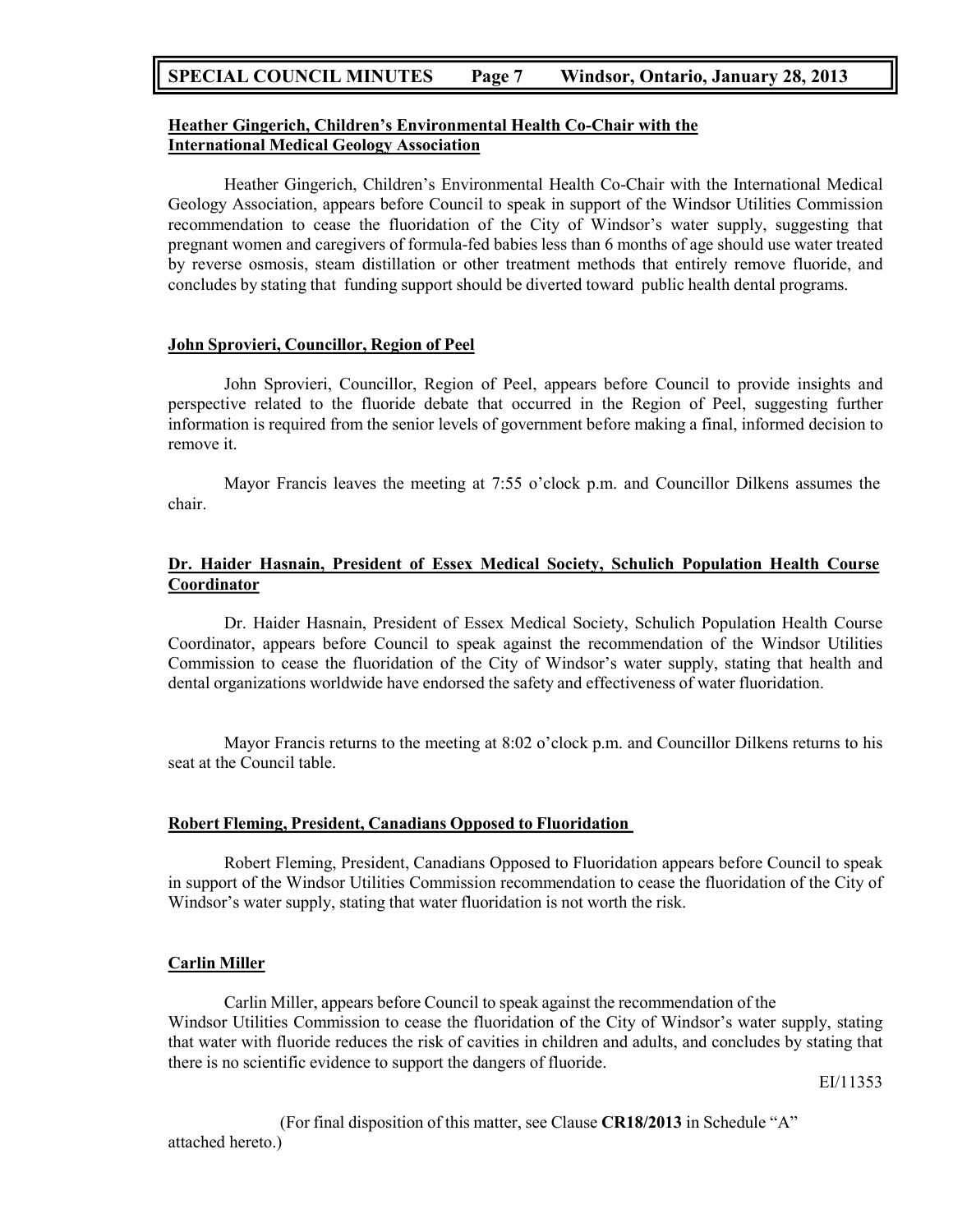**Heather Gingerich, Children's Environmental Health Co-Chair with the International Medical Geology Association**

Heather Gingerich, Children's Environmental Health Co-Chair with the International Medical Geology Association, appears before Council to speak in support of the Windsor Utilities Commission recommendation to cease the fluoridation of the City of Windsor's water supply, suggesting that pregnant women and caregivers of formula-fed babies less than 6 months of age should use water treated by reverse osmosis, steam distillation or other treatment methods that entirely remove fluoride, and concludes by stating that funding support should be diverted toward public health dental programs.

**John Sprovieri, Councillor, Region of Peel**

John Sprovieri, Councillor, Region of Peel, appears before Council to provide insights and perspective related to the fluoride debate that occurred in the Region of Peel, suggesting further information is required from the senior levels of government before making a final, informed decision to remove it.

Mayor Francis leaves the meeting at 7:55 o'clock p.m. and Councillor Dilkens assumes the chair.

**Dr. Haider Hasnain, President of Essex Medical Society, Schulich Population Health Course Coordinator**

Dr. Haider Hasnain, President of Essex Medical Society, Schulich Population Health Course Coordinator, appears before Council to speak against the recommendation of the Windsor Utilities Commission to cease the fluoridation of the City of Windsor's water supply, stating that health and dental organizations worldwide have endorsed the safety and effectiveness of water fluoridation.

Mayor Francis returns to the meeting at 8:02 o'clock p.m. and Councillor Dilkens returns to his seat at the Council table.

**Robert Fleming, President, Canadians Opposed to Fluoridation**

Robert Fleming, President, Canadians Opposed to Fluoridation appears before Council to speak in support of the Windsor Utilities Commission recommendation to cease the fluoridation of the City of Windsor's water supply, stating that water fluoridation is not worth the risk.

**Carlin Miller**

Carlin Miller, appears before Council to speak against the recommendation of the Windsor Utilities Commission to cease the fluoridation of the City of Windsor's water supply, stating that water with fluoride reduces the risk of cavities in children and adults, and concludes by stating that there is no scientific evidence to support the dangers of fluoride.

EI/11353

(For final disposition of this matter, see Clause **CR18/2013** in Schedule "A" attached hereto.)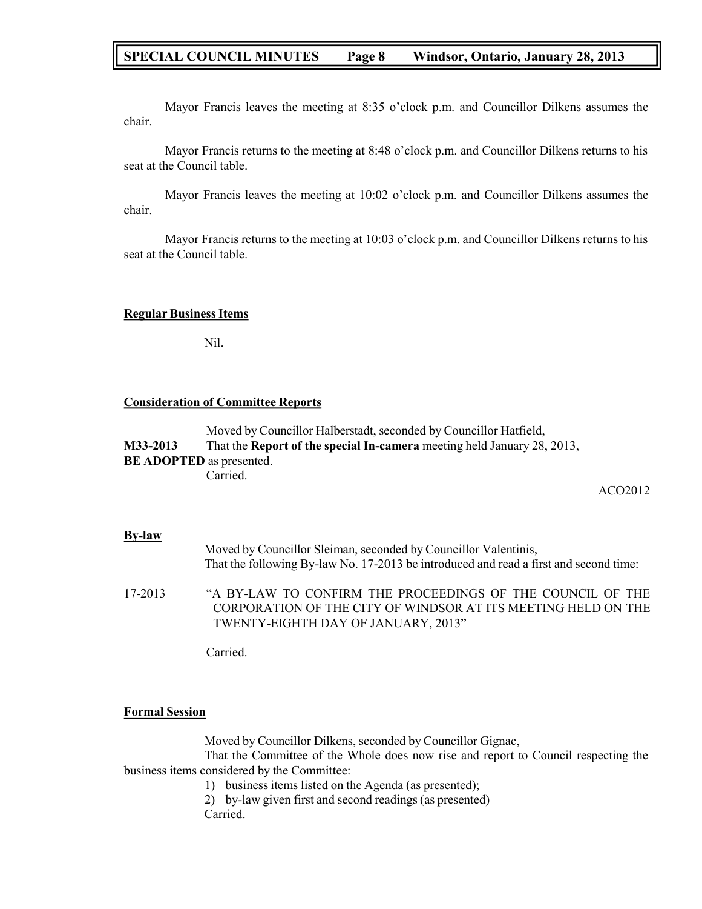Mayor Francis leaves the meeting at 8:35 o'clock p.m. and Councillor Dilkens assumes the chair.

Mayor Francis returns to the meeting at 8:48 o'clock p.m. and Councillor Dilkens returns to his seat at the Council table.

Mayor Francis leaves the meeting at 10:02 o'clock p.m. and Councillor Dilkens assumes the chair.

Mayor Francis returns to the meeting at 10:03 o'clock p.m. and Councillor Dilkens returns to his seat at the Council table.

**Regular Business Items**

Nil.

**Consideration of Committee Reports**

Moved by Councillor Halberstadt, seconded by Councillor Hatfield,

**M33-2013** That the **Report of the special In-camera** meeting held January 28, 2013, **BE ADOPTED** as presented.

Carried.

ACO2012

**By-law**

Moved by Councillor Sleiman, seconded by Councillor Valentinis,
That the following By-law No. 17-2013 be introduced and read a first and second time:

17-2013 "A BY-LAW TO CONFIRM THE PROCEEDINGS OF THE COUNCIL OF THE CORPORATION OF THE CITY OF WINDSOR AT ITS MEETING HELD ON THE TWENTY-EIGHTH DAY OF JANUARY, 2013"

Carried.

**Formal Session**

Moved by Councillor Dilkens, seconded by Councillor Gignac,

That the Committee of the Whole does now rise and report to Council respecting the business items considered by the Committee:

1) business items listed on the Agenda (as presented);
2) by-law given first and second readings (as presented)

Carried.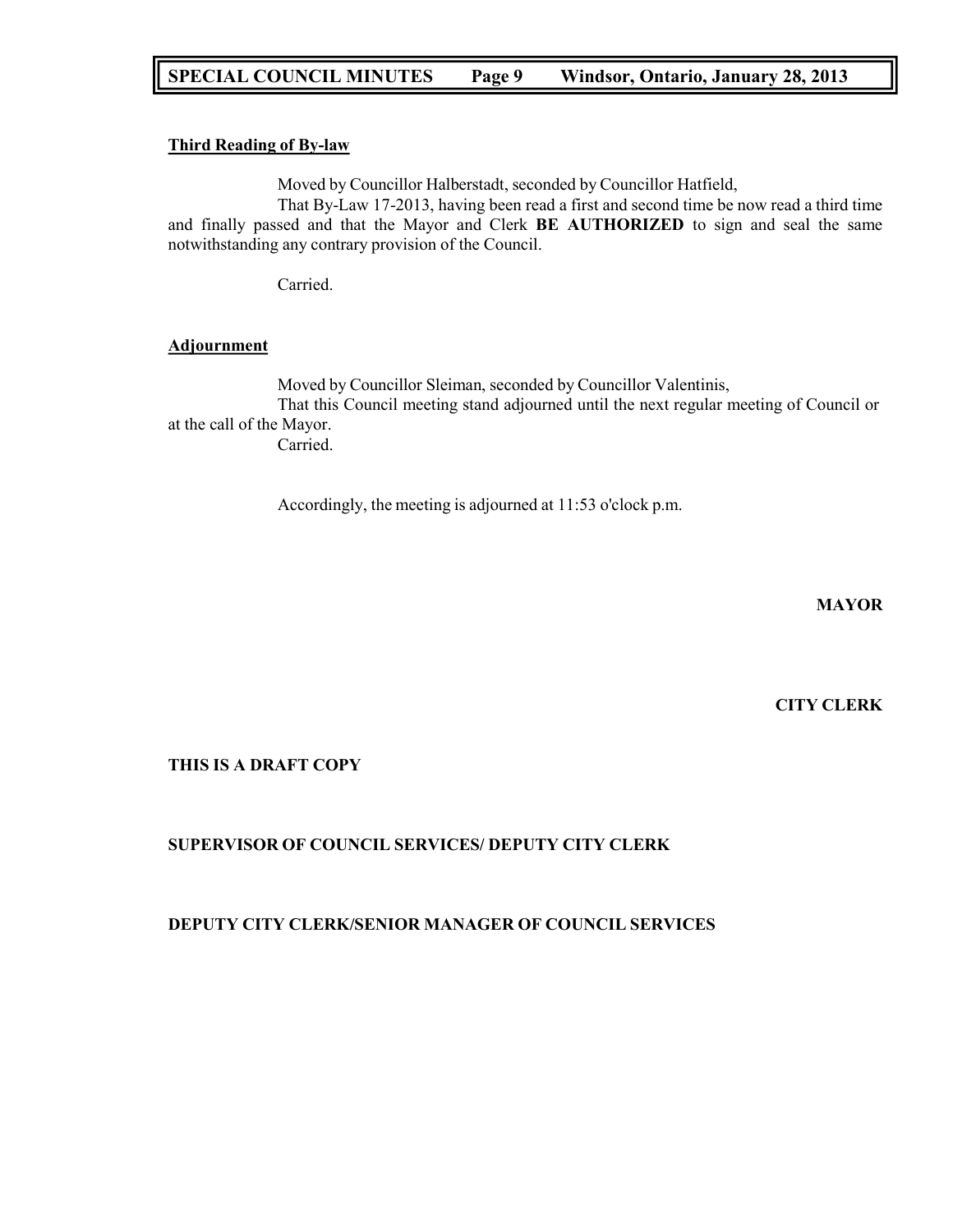**Third Reading of By-law**

Moved by Councillor Halberstadt, seconded by Councillor Hatfield,

That By-Law 17-2013, having been read a first and second time be now read a third time and finally passed and that the Mayor and Clerk **BE AUTHORIZED** to sign and seal the same notwithstanding any contrary provision of the Council.

Carried.

**Adjournment**

Moved by Councillor Sleiman, seconded by Councillor Valentinis,

That this Council meeting stand adjourned until the next regular meeting of Council or at the call of the Mayor.

Carried.

Accordingly, the meeting is adjourned at 11:53 o'clock p.m.

**MAYOR**

**CITY CLERK**

**THIS IS A DRAFT COPY**

**SUPERVISOR OF COUNCIL SERVICES/ DEPUTY CITY CLERK**

**DEPUTY CITY CLERK/SENIOR MANAGER OF COUNCIL SERVICES**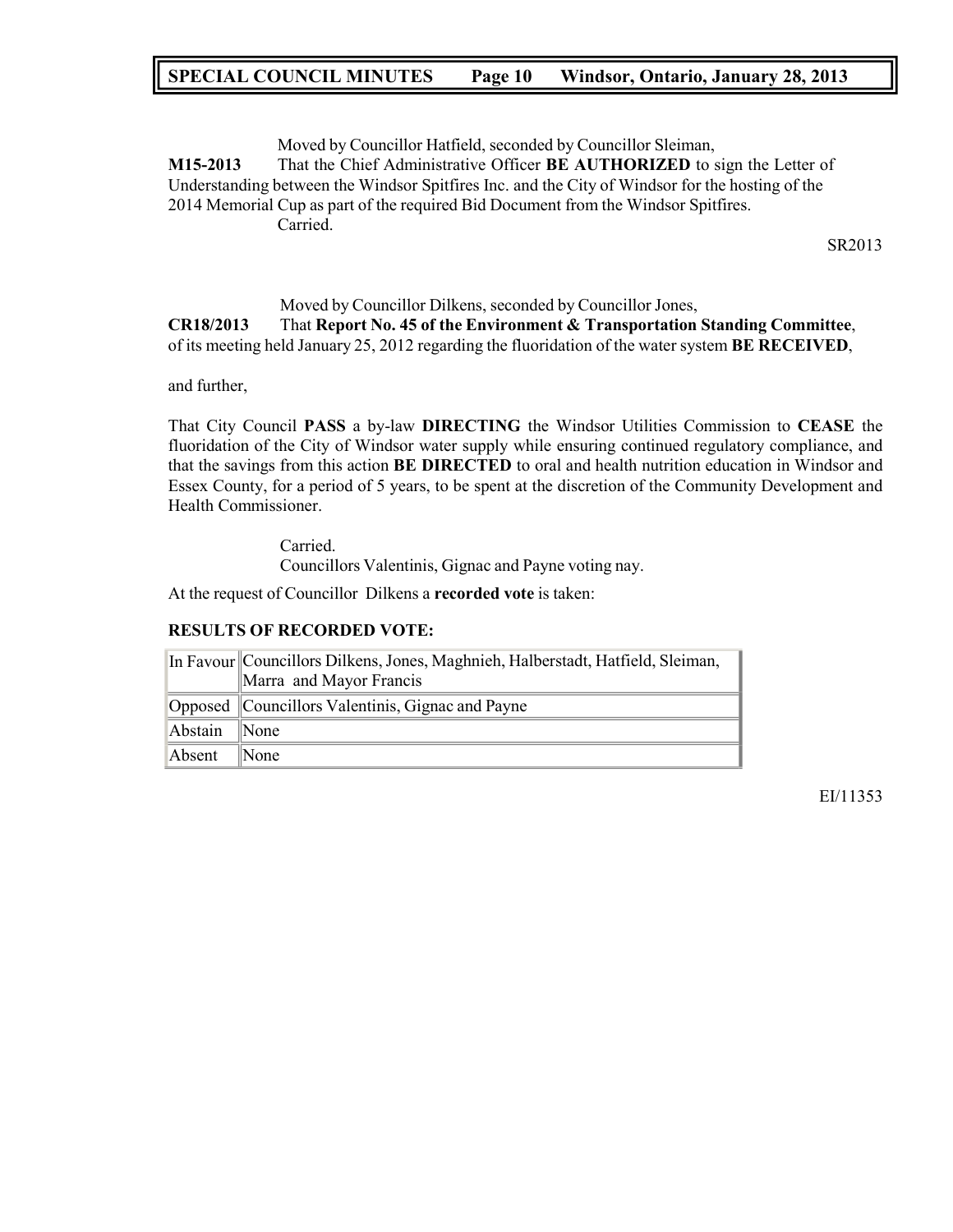Moved by Councillor Hatfield, seconded by Councillor Sleiman,

**M15-2013** That the Chief Administrative Officer **BE AUTHORIZED** to sign the Letter of Understanding between the Windsor Spitfires Inc. and the City of Windsor for the hosting of the 2014 Memorial Cup as part of the required Bid Document from the Windsor Spitfires.

Carried.

SR2013

Moved by Councillor Dilkens, seconded by Councillor Jones,

**CR18/2013** That **Report No. 45 of the Environment & Transportation Standing Committee**, of its meeting held January 25, 2012 regarding the fluoridation of the water system **BE RECEIVED**,

and further,

That City Council **PASS** a by-law **DIRECTING** the Windsor Utilities Commission to **CEASE** the fluoridation of the City of Windsor water supply while ensuring continued regulatory compliance, and that the savings from this action **BE DIRECTED** to oral and health nutrition education in Windsor and Essex County, for a period of 5 years, to be spent at the discretion of the Community Development and Health Commissioner.

Carried.
Councillors Valentinis, Gignac and Payne voting nay.

At the request of Councillor Dilkens a **recorded vote** is taken:

**RESULTS OF RECORDED VOTE:**

| | |
|---|---|
| In Favour | Councillors Dilkens, Jones, Maghnieh, Halberstadt, Hatfield, Sleiman, Marra and Mayor Francis |
| Opposed | Councillors Valentinis, Gignac and Payne |
| Abstain | None |
| Absent | None |

EI/11353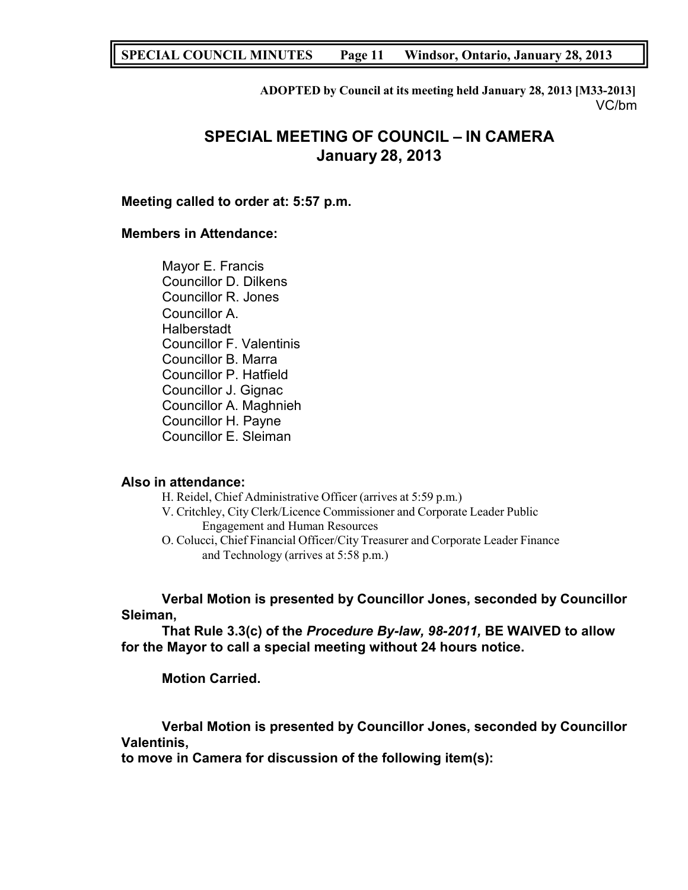**ADOPTED by Council at its meeting held January 28, 2013 [M33-2013]**
VC/bm

# SPECIAL MEETING OF COUNCIL – IN CAMERA
## January 28, 2013

**Meeting called to order at: 5:57 p.m.**

**Members in Attendance:**

Mayor E. Francis
Councillor D. Dilkens
Councillor R. Jones
Councillor A. Halberstadt
Councillor F. Valentinis
Councillor B. Marra
Councillor P. Hatfield
Councillor J. Gignac
Councillor A. Maghnieh
Councillor H. Payne
Councillor E. Sleiman

**Also in attendance:**

H. Reidel, Chief Administrative Officer (arrives at 5:59 p.m.)
V. Critchley, City Clerk/Licence Commissioner and Corporate Leader Public Engagement and Human Resources
O. Colucci, Chief Financial Officer/City Treasurer and Corporate Leader Finance and Technology (arrives at 5:58 p.m.)

**Verbal Motion is presented by Councillor Jones, seconded by Councillor Sleiman,**

**That Rule 3.3(c) of the *Procedure By-law, 98-2011,* BE WAIVED to allow for the Mayor to call a special meeting without 24 hours notice.**

**Motion Carried.**

**Verbal Motion is presented by Councillor Jones, seconded by Councillor Valentinis,**

**to move in Camera for discussion of the following item(s):**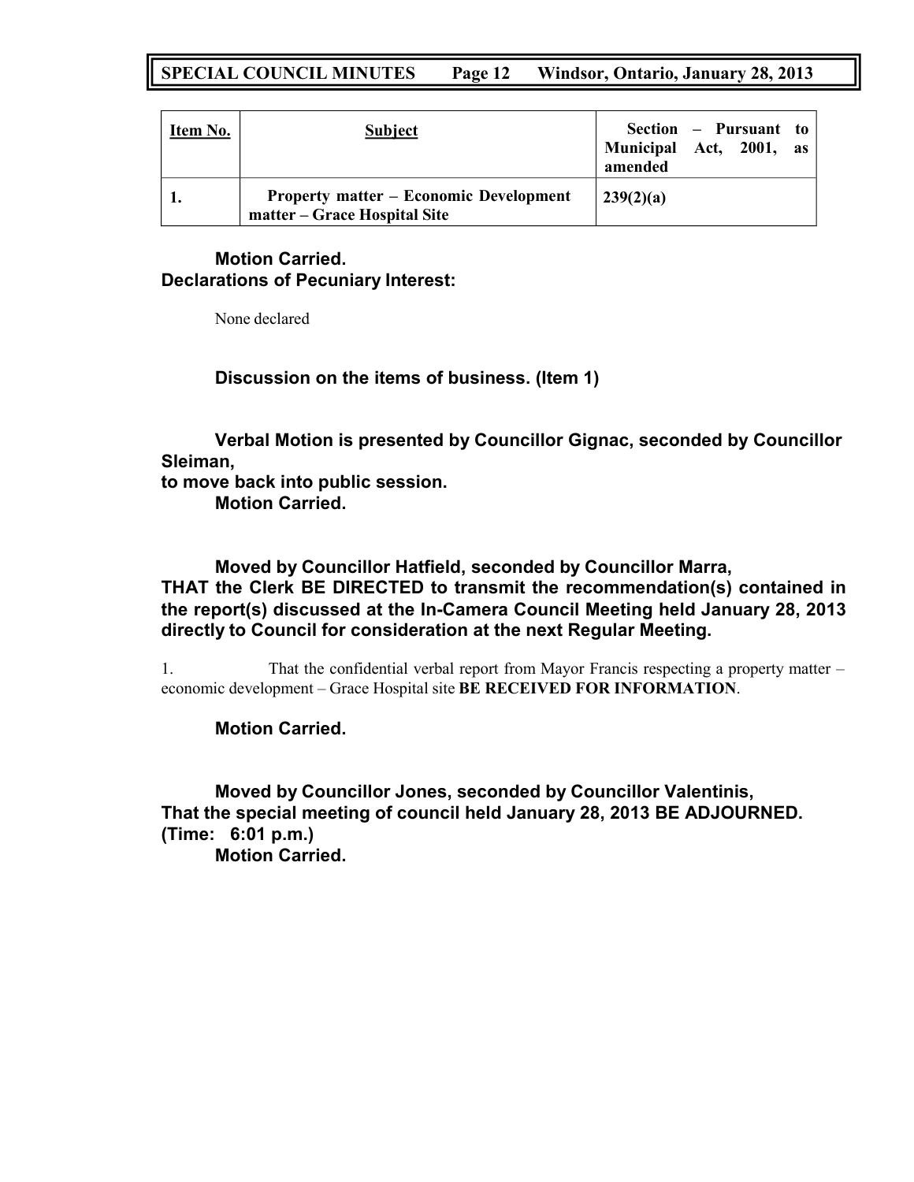| Item No. | Subject | Section – Pursuant to Municipal Act, 2001, as amended |
|---|---|---|
| 1. | Property matter – Economic Development matter – Grace Hospital Site | 239(2)(a) |

**Motion Carried.**

**Declarations of Pecuniary Interest:**

None declared

**Discussion on the items of business. (Item 1)**

**Verbal Motion is presented by Councillor Gignac, seconded by Councillor Sleiman, to move back into public session.**

**Motion Carried.**

**Moved by Councillor Hatfield, seconded by Councillor Marra,**
**THAT the Clerk BE DIRECTED to transmit the recommendation(s) contained in the report(s) discussed at the In-Camera Council Meeting held January 28, 2013 directly to Council for consideration at the next Regular Meeting.**

1. That the confidential verbal report from Mayor Francis respecting a property matter – economic development – Grace Hospital site **BE RECEIVED FOR INFORMATION**.

**Motion Carried.**

**Moved by Councillor Jones, seconded by Councillor Valentinis,**
**That the special meeting of council held January 28, 2013 BE ADJOURNED.**
**(Time: 6:01 p.m.)**

**Motion Carried.**